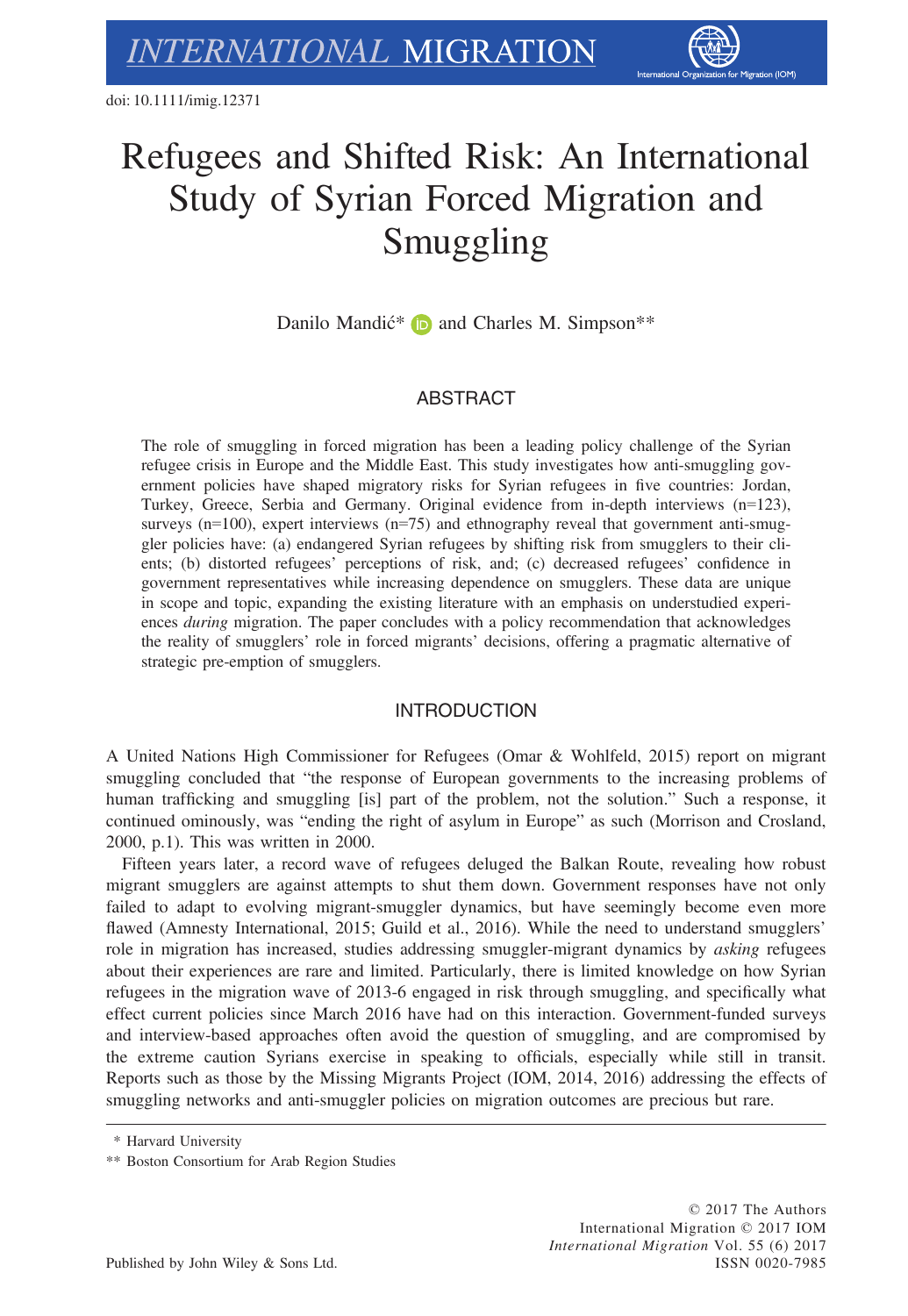doi: 10.1111/imig.12371

# Refugees and Shifted Risk: An International Study of Syrian Forced Migration and Smuggling

Danilo Mandić* and Charles M. Simpson**

## ABSTRACT

The role of smuggling in forced migration has been a leading policy challenge of the Syrian refugee crisis in Europe and the Middle East. This study investigates how anti-smuggling government policies have shaped migratory risks for Syrian refugees in five countries: Jordan, Turkey, Greece, Serbia and Germany. Original evidence from in-depth interviews (n=123), surveys (n=100), expert interviews (n=75) and ethnography reveal that government anti-smuggler policies have: (a) endangered Syrian refugees by shifting risk from smugglers to their clients; (b) distorted refugees' perceptions of risk, and; (c) decreased refugees' confidence in government representatives while increasing dependence on smugglers. These data are unique in scope and topic, expanding the existing literature with an emphasis on understudied experiences *during* migration. The paper concludes with a policy recommendation that acknowledges the reality of smugglers' role in forced migrants' decisions, offering a pragmatic alternative of strategic pre-emption of smugglers.

## INTRODUCTION

A United Nations High Commissioner for Refugees (Omar & Wohlfeld, 2015) report on migrant smuggling concluded that "the response of European governments to the increasing problems of human trafficking and smuggling [is] part of the problem, not the solution." Such a response, it continued ominously, was "ending the right of asylum in Europe" as such (Morrison and Crosland, 2000, p.1). This was written in 2000.

Fifteen years later, a record wave of refugees deluged the Balkan Route, revealing how robust migrant smugglers are against attempts to shut them down. Government responses have not only failed to adapt to evolving migrant-smuggler dynamics, but have seemingly become even more flawed (Amnesty International, 2015; Guild et al., 2016). While the need to understand smugglers' role in migration has increased, studies addressing smuggler-migrant dynamics by *asking* refugees about their experiences are rare and limited. Particularly, there is limited knowledge on how Syrian refugees in the migration wave of 2013-6 engaged in risk through smuggling, and specifically what effect current policies since March 2016 have had on this interaction. Government-funded surveys and interview-based approaches often avoid the question of smuggling, and are compromised by the extreme caution Syrians exercise in speaking to officials, especially while still in transit. Reports such as those by the Missing Migrants Project (IOM, 2014, 2016) addressing the effects of smuggling networks and anti-smuggler policies on migration outcomes are precious but rare.

\* Harvard University

\*\* Boston Consortium for Arab Region Studies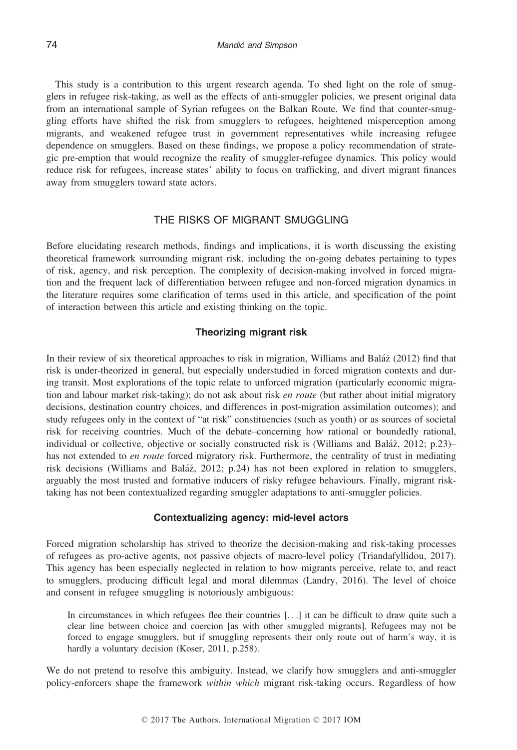This study is a contribution to this urgent research agenda. To shed light on the role of smugglers in refugee risk-taking, as well as the effects of anti-smuggler policies, we present original data from an international sample of Syrian refugees on the Balkan Route. We find that counter-smuggling efforts have shifted the risk from smugglers to refugees, heightened misperception among migrants, and weakened refugee trust in government representatives while increasing refugee dependence on smugglers. Based on these findings, we propose a policy recommendation of strategic pre-emption that would recognize the reality of smuggler-refugee dynamics. This policy would reduce risk for refugees, increase states' ability to focus on trafficking, and divert migrant finances away from smugglers toward state actors.

## THE RISKS OF MIGRANT SMUGGLING

Before elucidating research methods, findings and implications, it is worth discussing the existing theoretical framework surrounding migrant risk, including the on-going debates pertaining to types of risk, agency, and risk perception. The complexity of decision-making involved in forced migration and the frequent lack of differentiation between refugee and non-forced migration dynamics in the literature requires some clarification of terms used in this article, and specification of the point of interaction between this article and existing thinking on the topic.

### Theorizing migrant risk

In their review of six theoretical approaches to risk in migration, Williams and Baláž (2012) find that risk is under-theorized in general, but especially understudied in forced migration contexts and during transit. Most explorations of the topic relate to unforced migration (particularly economic migration and labour market risk-taking); do not ask about risk *en route* (but rather about initial migratory decisions, destination country choices, and differences in post-migration assimilation outcomes); and study refugees only in the context of "at risk" constituencies (such as youth) or as sources of societal risk for receiving countries. Much of the debate–concerning how rational or boundedly rational, individual or collective, objective or socially constructed risk is (Williams and Baláž, 2012; p.23)–has not extended to *en route* forced migratory risk. Furthermore, the centrality of trust in mediating risk decisions (Williams and Baláž, 2012; p.24) has not been explored in relation to smugglers, arguably the most trusted and formative inducers of risky refugee behaviours. Finally, migrant risk-taking has not been contextualized regarding smuggler adaptations to anti-smuggler policies.

### Contextualizing agency: mid-level actors

Forced migration scholarship has strived to theorize the decision-making and risk-taking processes of refugees as pro-active agents, not passive objects of macro-level policy (Triandafyllidou, 2017). This agency has been especially neglected in relation to how migrants perceive, relate to, and react to smugglers, producing difficult legal and moral dilemmas (Landry, 2016). The level of choice and consent in refugee smuggling is notoriously ambiguous:

> In circumstances in which refugees flee their countries [...] it can be difficult to draw quite such a clear line between choice and coercion [as with other smuggled migrants]. Refugees may not be forced to engage smugglers, but if smuggling represents their only route out of harm's way, it is hardly a voluntary decision (Koser, 2011, p.258).

We do not pretend to resolve this ambiguity. Instead, we clarify how smugglers and anti-smuggler policy-enforcers shape the framework *within which* migrant risk-taking occurs. Regardless of how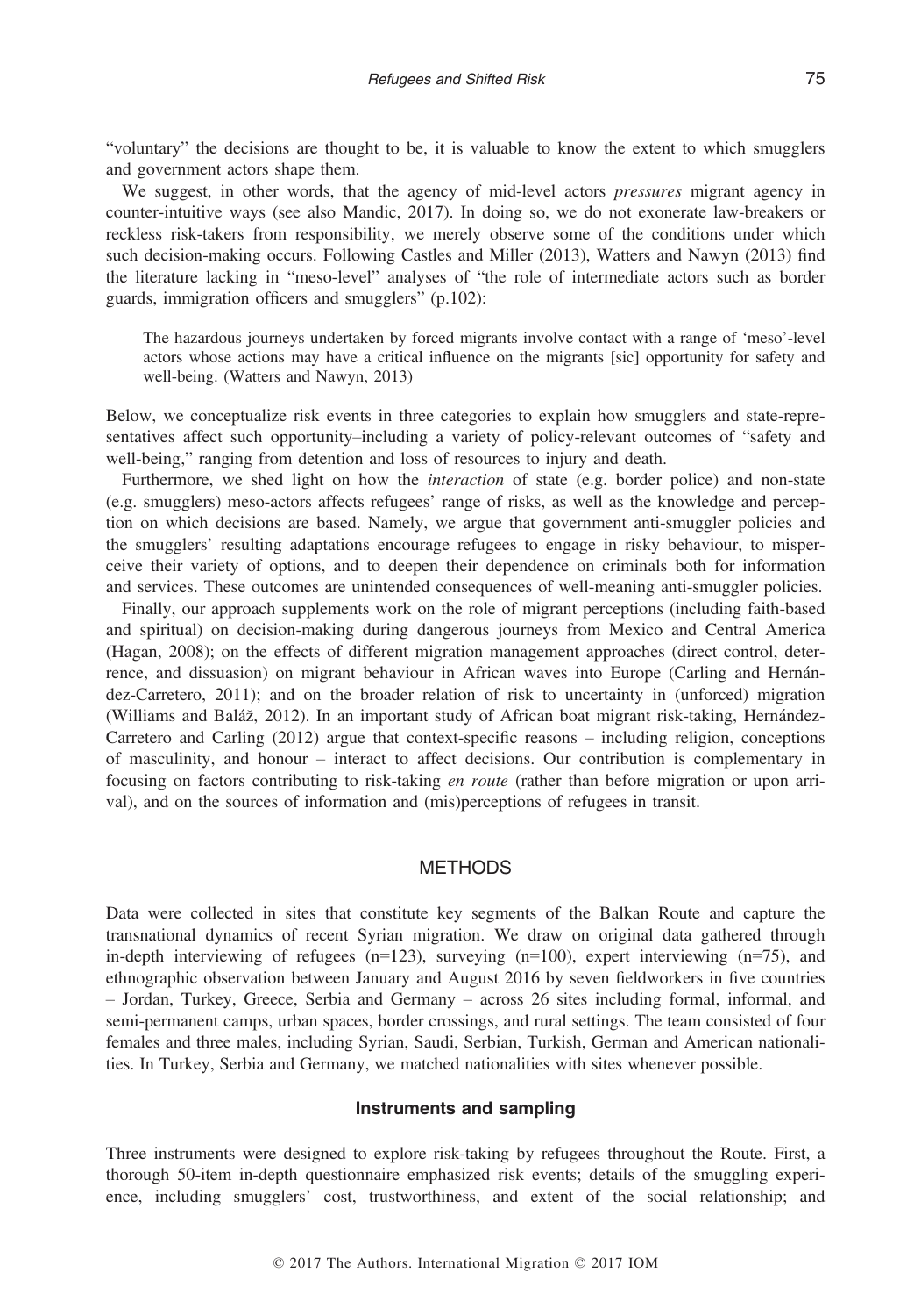"voluntary" the decisions are thought to be, it is valuable to know the extent to which smugglers and government actors shape them.

We suggest, in other words, that the agency of mid-level actors *pressures* migrant agency in counter-intuitive ways (see also Mandic, 2017). In doing so, we do not exonerate law-breakers or reckless risk-takers from responsibility, we merely observe some of the conditions under which such decision-making occurs. Following Castles and Miller (2013), Watters and Nawyn (2013) find the literature lacking in "meso-level" analyses of "the role of intermediate actors such as border guards, immigration officers and smugglers" (p.102):

> The hazardous journeys undertaken by forced migrants involve contact with a range of 'meso'-level actors whose actions may have a critical influence on the migrants [sic] opportunity for safety and well-being. (Watters and Nawyn, 2013)

Below, we conceptualize risk events in three categories to explain how smugglers and state-representatives affect such opportunity–including a variety of policy-relevant outcomes of "safety and well-being," ranging from detention and loss of resources to injury and death.

Furthermore, we shed light on how the *interaction* of state (e.g. border police) and non-state (e.g. smugglers) meso-actors affects refugees' range of risks, as well as the knowledge and perception on which decisions are based. Namely, we argue that government anti-smuggler policies and the smugglers' resulting adaptations encourage refugees to engage in risky behaviour, to misperceive their variety of options, and to deepen their dependence on criminals both for information and services. These outcomes are unintended consequences of well-meaning anti-smuggler policies.

Finally, our approach supplements work on the role of migrant perceptions (including faith-based and spiritual) on decision-making during dangerous journeys from Mexico and Central America (Hagan, 2008); on the effects of different migration management approaches (direct control, deterrence, and dissuasion) on migrant behaviour in African waves into Europe (Carling and Hernández-Carretero, 2011); and on the broader relation of risk to uncertainty in (unforced) migration (Williams and Baláž, 2012). In an important study of African boat migrant risk-taking, Hernández-Carretero and Carling (2012) argue that context-specific reasons – including religion, conceptions of masculinity, and honour – interact to affect decisions. Our contribution is complementary in focusing on factors contributing to risk-taking *en route* (rather than before migration or upon arrival), and on the sources of information and (mis)perceptions of refugees in transit.

## METHODS

Data were collected in sites that constitute key segments of the Balkan Route and capture the transnational dynamics of recent Syrian migration. We draw on original data gathered through in-depth interviewing of refugees (n=123), surveying (n=100), expert interviewing (n=75), and ethnographic observation between January and August 2016 by seven fieldworkers in five countries – Jordan, Turkey, Greece, Serbia and Germany – across 26 sites including formal, informal, and semi-permanent camps, urban spaces, border crossings, and rural settings. The team consisted of four females and three males, including Syrian, Saudi, Serbian, Turkish, German and American nationalities. In Turkey, Serbia and Germany, we matched nationalities with sites whenever possible.

### Instruments and sampling

Three instruments were designed to explore risk-taking by refugees throughout the Route. First, a thorough 50-item in-depth questionnaire emphasized risk events; details of the smuggling experience, including smugglers' cost, trustworthiness, and extent of the social relationship; and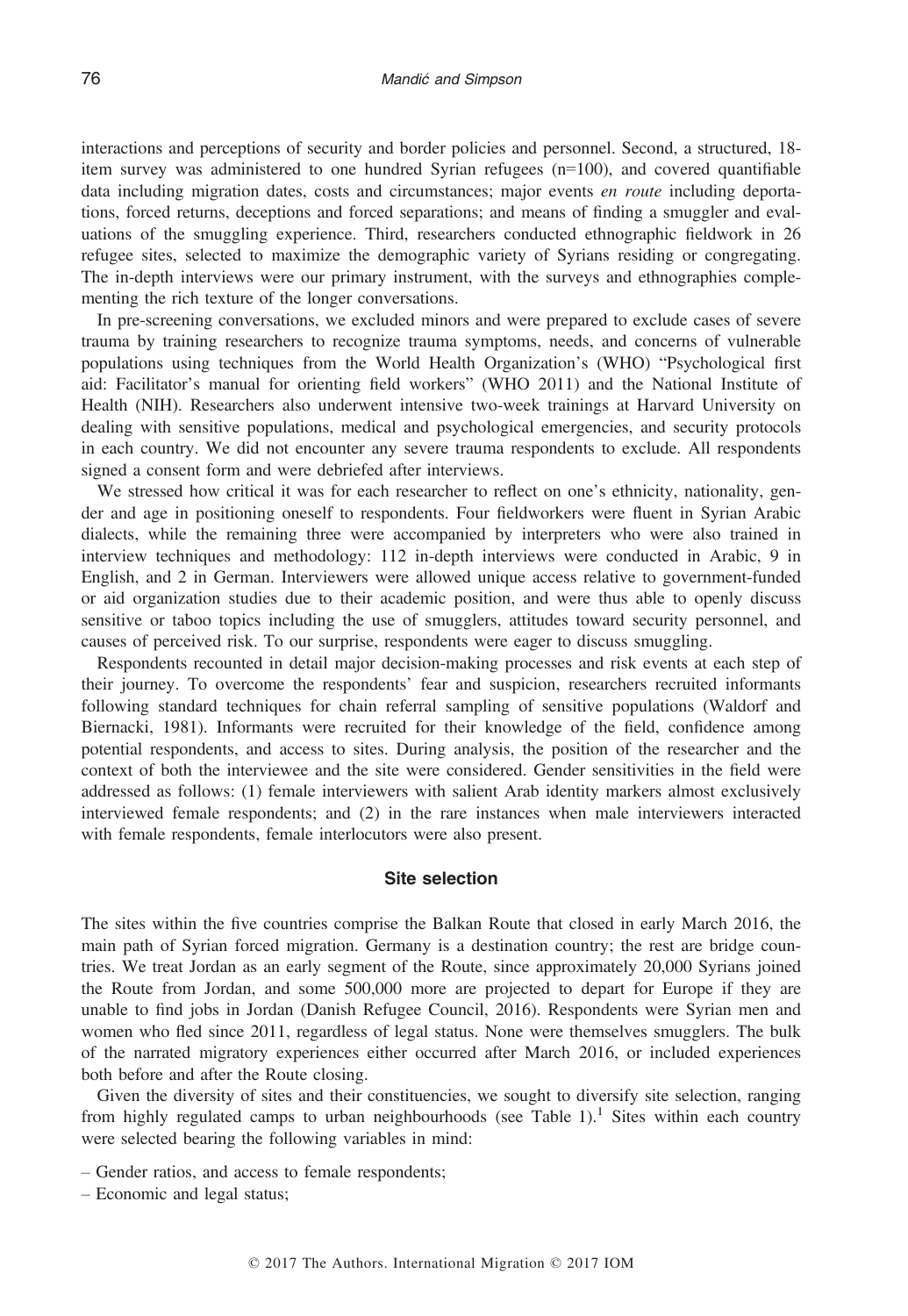interactions and perceptions of security and border policies and personnel. Second, a structured, 18-item survey was administered to one hundred Syrian refugees (n=100), and covered quantifiable data including migration dates, costs and circumstances; major events *en route* including deportations, forced returns, deceptions and forced separations; and means of finding a smuggler and evaluations of the smuggling experience. Third, researchers conducted ethnographic fieldwork in 26 refugee sites, selected to maximize the demographic variety of Syrians residing or congregating. The in-depth interviews were our primary instrument, with the surveys and ethnographies complementing the rich texture of the longer conversations.

In pre-screening conversations, we excluded minors and were prepared to exclude cases of severe trauma by training researchers to recognize trauma symptoms, needs, and concerns of vulnerable populations using techniques from the World Health Organization's (WHO) "Psychological first aid: Facilitator's manual for orienting field workers" (WHO 2011) and the National Institute of Health (NIH). Researchers also underwent intensive two-week trainings at Harvard University on dealing with sensitive populations, medical and psychological emergencies, and security protocols in each country. We did not encounter any severe trauma respondents to exclude. All respondents signed a consent form and were debriefed after interviews.

We stressed how critical it was for each researcher to reflect on one's ethnicity, nationality, gender and age in positioning oneself to respondents. Four fieldworkers were fluent in Syrian Arabic dialects, while the remaining three were accompanied by interpreters who were also trained in interview techniques and methodology: 112 in-depth interviews were conducted in Arabic, 9 in English, and 2 in German. Interviewers were allowed unique access relative to government-funded or aid organization studies due to their academic position, and were thus able to openly discuss sensitive or taboo topics including the use of smugglers, attitudes toward security personnel, and causes of perceived risk. To our surprise, respondents were eager to discuss smuggling.

Respondents recounted in detail major decision-making processes and risk events at each step of their journey. To overcome the respondents' fear and suspicion, researchers recruited informants following standard techniques for chain referral sampling of sensitive populations (Waldorf and Biernacki, 1981). Informants were recruited for their knowledge of the field, confidence among potential respondents, and access to sites. During analysis, the position of the researcher and the context of both the interviewee and the site were considered. Gender sensitivities in the field were addressed as follows: (1) female interviewers with salient Arab identity markers almost exclusively interviewed female respondents; and (2) in the rare instances when male interviewers interacted with female respondents, female interlocutors were also present.

## Site selection

The sites within the five countries comprise the Balkan Route that closed in early March 2016, the main path of Syrian forced migration. Germany is a destination country; the rest are bridge countries. We treat Jordan as an early segment of the Route, since approximately 20,000 Syrians joined the Route from Jordan, and some 500,000 more are projected to depart for Europe if they are unable to find jobs in Jordan (Danish Refugee Council, 2016). Respondents were Syrian men and women who fled since 2011, regardless of legal status. None were themselves smugglers. The bulk of the narrated migratory experiences either occurred after March 2016, or included experiences both before and after the Route closing.

Given the diversity of sites and their constituencies, we sought to diversify site selection, ranging from highly regulated camps to urban neighbourhoods (see Table 1).[1] Sites within each country were selected bearing the following variables in mind:

– Gender ratios, and access to female respondents;

– Economic and legal status;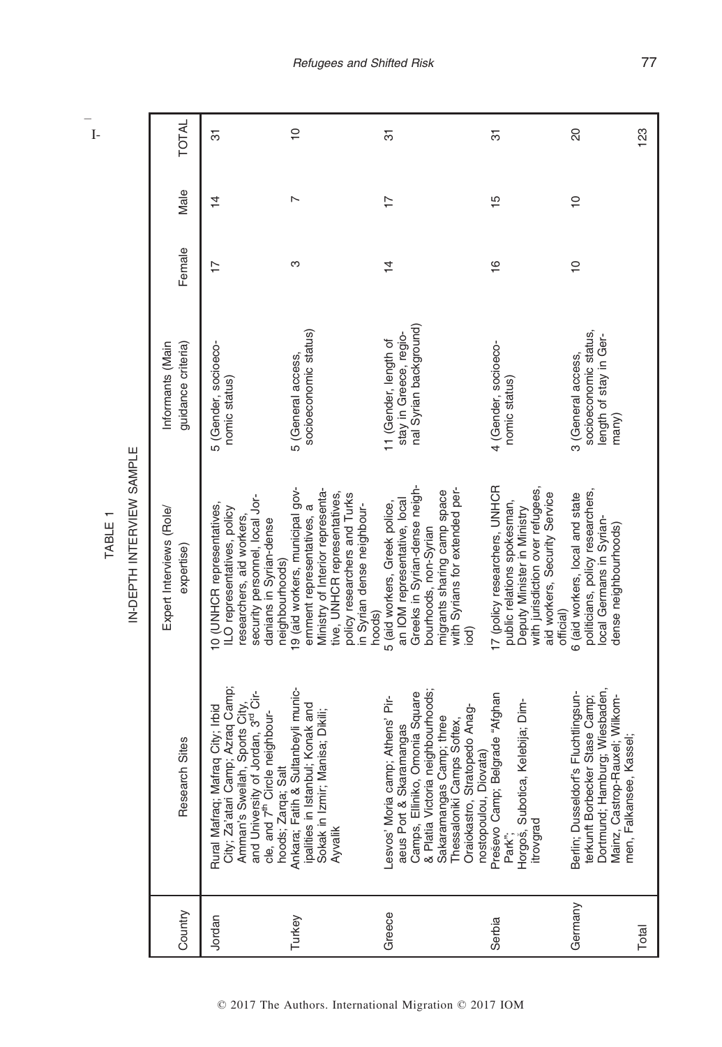TABLE 1

IN-DEPTH INTERVIEW SAMPLE

| Country | Research Sites | Expert Interviews (Role/ expertise) | Informants (Main guidance criteria) | Female | Male | TOTAL |
|---|---|---|---|---|---|---|
| Jordan | Rural Mafraq; Mafraq City; Irbid City; Za'atari Camp; Azraq Camp; Amman's Sweilah, Sports City, and University of Jordan, 3rd Circle, and 7th Circle neighbourhoods; Zarqa; Salt | 10 (UNHCR representatives, ILO representatives, policy researchers, aid workers, security personnel, local Jordanians in Syrian-dense neighbourhoods) | 5 (Gender, socioeconomic status) | 17 | 14 | 31 |
| Turkey | Ankara; Fatih & Sultanbeyli municipalities in Istanbul; Konak and Sokak in Izmir; Manisa; Dikili; Ayvalik | 19 (aid workers, municipal government representatives, a Ministry of Interior representative, UNHCR representatives, policy researchers and Turks in Syrian dense neighbourhoods) | 5 (General access, socioeconomic status) | 3 | 7 | 10 |
| Greece | Lesvos' Moria camp; Athens' Piraeus Port & Skaramangas Camps, Elliniko, Omonia Square & Platia Victoria neighbourhoods; Sakaramangas Camp; three Thessaloniki Camps Softex, Oraiokastro, Stratopedo Anagnostopoulou, Diovata) | 5 (aid workers, Greek police, an IOM representative, local Greeks in Syrian-dense neighbourhoods, non-Syrian migrants sharing camp space with Syrians for extended period) | 11 (Gender, length of stay in Greece, regional Syrian background) | 14 | 17 | 31 |
| Serbia | Preševo Camp; Belgrade "Afghan Park"; Horgoš, Subotica, Kelebija; Dimitrovgrad | 17 (policy researchers, UNHCR public relations spokesman, Deputy Minister in Ministry with jurisdiction over refugees, aid workers, Security Service official) | 4 (Gender, socioeconomic status) | 16 | 15 | 31 |
| Germany | Berlin; Dusseldorf's Fluchtlingsunterkunft Borbecker Stase Camp; Dortmund; Hamburg; Wiesbaden, Mainz, Castrop-Rauxel; Wilkommen, Falkansee, Kassel; | 6 (aid workers, local and state politicians, policy researchers, local Germans in Syrian-dense neighbourhoods) | 3 (General access, socioeconomic status, length of stay in Germany) | 10 | 10 | 20 |
| Total | | | | | | 123 |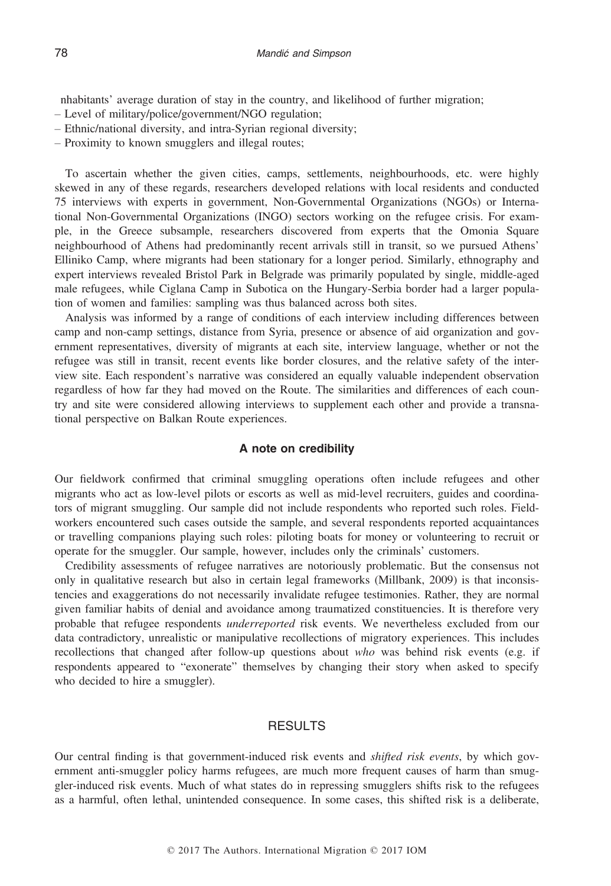nhabitants' average duration of stay in the country, and likelihood of further migration;
– Level of military/police/government/NGO regulation;
– Ethnic/national diversity, and intra-Syrian regional diversity;
– Proximity to known smugglers and illegal routes;

To ascertain whether the given cities, camps, settlements, neighbourhoods, etc. were highly skewed in any of these regards, researchers developed relations with local residents and conducted 75 interviews with experts in government, Non-Governmental Organizations (NGOs) or International Non-Governmental Organizations (INGO) sectors working on the refugee crisis. For example, in the Greece subsample, researchers discovered from experts that the Omonia Square neighbourhood of Athens had predominantly recent arrivals still in transit, so we pursued Athens' Elliniko Camp, where migrants had been stationary for a longer period. Similarly, ethnography and expert interviews revealed Bristol Park in Belgrade was primarily populated by single, middle-aged male refugees, while Ciglana Camp in Subotica on the Hungary-Serbia border had a larger population of women and families: sampling was thus balanced across both sites.

Analysis was informed by a range of conditions of each interview including differences between camp and non-camp settings, distance from Syria, presence or absence of aid organization and government representatives, diversity of migrants at each site, interview language, whether or not the refugee was still in transit, recent events like border closures, and the relative safety of the interview site. Each respondent's narrative was considered an equally valuable independent observation regardless of how far they had moved on the Route. The similarities and differences of each country and site were considered allowing interviews to supplement each other and provide a transnational perspective on Balkan Route experiences.

### A note on credibility

Our fieldwork confirmed that criminal smuggling operations often include refugees and other migrants who act as low-level pilots or escorts as well as mid-level recruiters, guides and coordinators of migrant smuggling. Our sample did not include respondents who reported such roles. Fieldworkers encountered such cases outside the sample, and several respondents reported acquaintances or travelling companions playing such roles: piloting boats for money or volunteering to recruit or operate for the smuggler. Our sample, however, includes only the criminals' customers.

Credibility assessments of refugee narratives are notoriously problematic. But the consensus not only in qualitative research but also in certain legal frameworks (Millbank, 2009) is that inconsistencies and exaggerations do not necessarily invalidate refugee testimonies. Rather, they are normal given familiar habits of denial and avoidance among traumatized constituencies. It is therefore very probable that refugee respondents *underreported* risk events. We nevertheless excluded from our data contradictory, unrealistic or manipulative recollections of migratory experiences. This includes recollections that changed after follow-up questions about *who* was behind risk events (e.g. if respondents appeared to "exonerate" themselves by changing their story when asked to specify who decided to hire a smuggler).

## RESULTS

Our central finding is that government-induced risk events and *shifted risk events*, by which government anti-smuggler policy harms refugees, are much more frequent causes of harm than smuggler-induced risk events. Much of what states do in repressing smugglers shifts risk to the refugees as a harmful, often lethal, unintended consequence. In some cases, this shifted risk is a deliberate,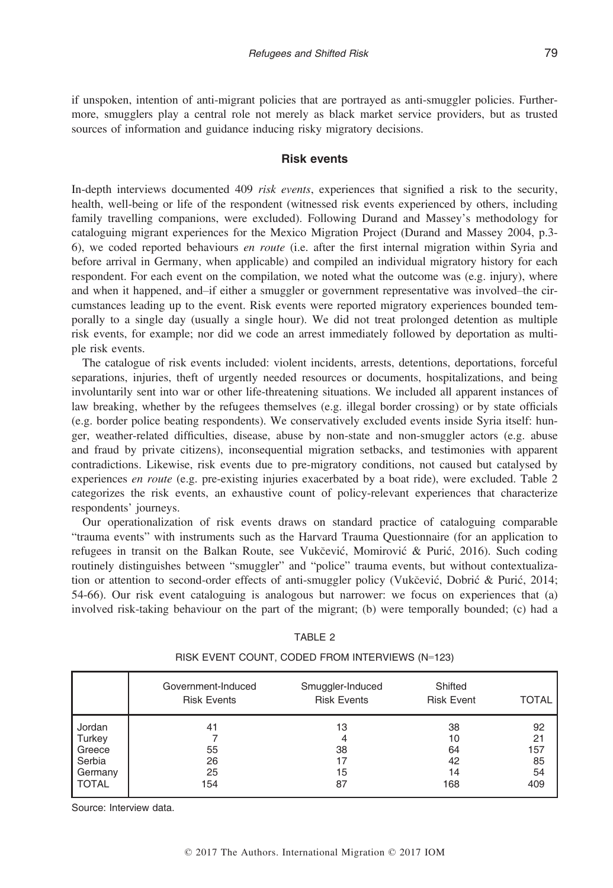if unspoken, intention of anti-migrant policies that are portrayed as anti-smuggler policies. Furthermore, smugglers play a central role not merely as black market service providers, but as trusted sources of information and guidance inducing risky migratory decisions.

## Risk events

In-depth interviews documented 409 *risk events*, experiences that signified a risk to the security, health, well-being or life of the respondent (witnessed risk events experienced by others, including family travelling companions, were excluded). Following Durand and Massey's methodology for cataloguing migrant experiences for the Mexico Migration Project (Durand and Massey 2004, p.3-6), we coded reported behaviours *en route* (i.e. after the first internal migration within Syria and before arrival in Germany, when applicable) and compiled an individual migratory history for each respondent. For each event on the compilation, we noted what the outcome was (e.g. injury), where and when it happened, and–if either a smuggler or government representative was involved–the circumstances leading up to the event. Risk events were reported migratory experiences bounded temporally to a single day (usually a single hour). We did not treat prolonged detention as multiple risk events, for example; nor did we code an arrest immediately followed by deportation as multiple risk events.

The catalogue of risk events included: violent incidents, arrests, detentions, deportations, forceful separations, injuries, theft of urgently needed resources or documents, hospitalizations, and being involuntarily sent into war or other life-threatening situations. We included all apparent instances of law breaking, whether by the refugees themselves (e.g. illegal border crossing) or by state officials (e.g. border police beating respondents). We conservatively excluded events inside Syria itself: hunger, weather-related difficulties, disease, abuse by non-state and non-smuggler actors (e.g. abuse and fraud by private citizens), inconsequential migration setbacks, and testimonies with apparent contradictions. Likewise, risk events due to pre-migratory conditions, not caused but catalysed by experiences *en route* (e.g. pre-existing injuries exacerbated by a boat ride), were excluded. Table 2 categorizes the risk events, an exhaustive count of policy-relevant experiences that characterize respondents' journeys.

Our operationalization of risk events draws on standard practice of cataloguing comparable "trauma events" with instruments such as the Harvard Trauma Questionnaire (for an application to refugees in transit on the Balkan Route, see Vukčević, Momirović & Purić, 2016). Such coding routinely distinguishes between "smuggler" and "police" trauma events, but without contextualization or attention to second-order effects of anti-smuggler policy (Vukčević, Dobrić & Purić, 2014; 54-66). Our risk event cataloguing is analogous but narrower: we focus on experiences that (a) involved risk-taking behaviour on the part of the migrant; (b) were temporally bounded; (c) had a

TABLE 2

RISK EVENT COUNT, CODED FROM INTERVIEWS (N=123)

| | Government-Induced Risk Events | Smuggler-Induced Risk Events | Shifted Risk Event | TOTAL |
|---|---|---|---|---|
| Jordan | 41 | 13 | 38 | 92 |
| Turkey | 7 | 4 | 10 | 21 |
| Greece | 55 | 38 | 64 | 157 |
| Serbia | 26 | 17 | 42 | 85 |
| Germany | 25 | 15 | 14 | 54 |
| TOTAL | 154 | 87 | 168 | 409 |

Source: Interview data.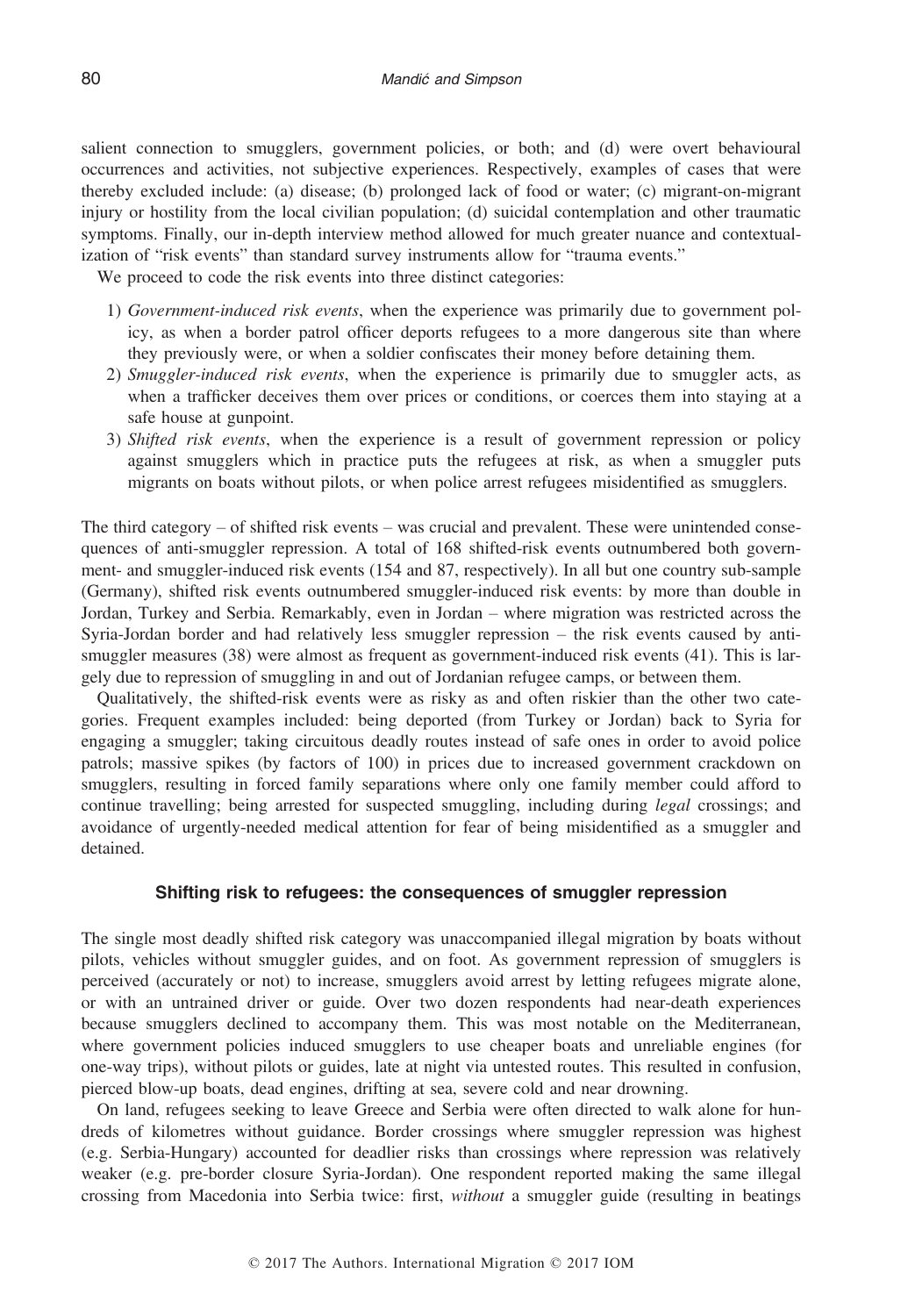salient connection to smugglers, government policies, or both; and (d) were overt behavioural occurrences and activities, not subjective experiences. Respectively, examples of cases that were thereby excluded include: (a) disease; (b) prolonged lack of food or water; (c) migrant-on-migrant injury or hostility from the local civilian population; (d) suicidal contemplation and other traumatic symptoms. Finally, our in-depth interview method allowed for much greater nuance and contextualization of "risk events" than standard survey instruments allow for "trauma events."

We proceed to code the risk events into three distinct categories:

1) *Government-induced risk events*, when the experience was primarily due to government policy, as when a border patrol officer deports refugees to a more dangerous site than where they previously were, or when a soldier confiscates their money before detaining them.
2) *Smuggler-induced risk events*, when the experience is primarily due to smuggler acts, as when a trafficker deceives them over prices or conditions, or coerces them into staying at a safe house at gunpoint.
3) *Shifted risk events*, when the experience is a result of government repression or policy against smugglers which in practice puts the refugees at risk, as when a smuggler puts migrants on boats without pilots, or when police arrest refugees misidentified as smugglers.

The third category – of shifted risk events – was crucial and prevalent. These were unintended consequences of anti-smuggler repression. A total of 168 shifted-risk events outnumbered both government- and smuggler-induced risk events (154 and 87, respectively). In all but one country sub-sample (Germany), shifted risk events outnumbered smuggler-induced risk events: by more than double in Jordan, Turkey and Serbia. Remarkably, even in Jordan – where migration was restricted across the Syria-Jordan border and had relatively less smuggler repression – the risk events caused by anti-smuggler measures (38) were almost as frequent as government-induced risk events (41). This is largely due to repression of smuggling in and out of Jordanian refugee camps, or between them.

Qualitatively, the shifted-risk events were as risky as and often riskier than the other two categories. Frequent examples included: being deported (from Turkey or Jordan) back to Syria for engaging a smuggler; taking circuitous deadly routes instead of safe ones in order to avoid police patrols; massive spikes (by factors of 100) in prices due to increased government crackdown on smugglers, resulting in forced family separations where only one family member could afford to continue travelling; being arrested for suspected smuggling, including during *legal* crossings; and avoidance of urgently-needed medical attention for fear of being misidentified as a smuggler and detained.

## Shifting risk to refugees: the consequences of smuggler repression

The single most deadly shifted risk category was unaccompanied illegal migration by boats without pilots, vehicles without smuggler guides, and on foot. As government repression of smugglers is perceived (accurately or not) to increase, smugglers avoid arrest by letting refugees migrate alone, or with an untrained driver or guide. Over two dozen respondents had near-death experiences because smugglers declined to accompany them. This was most notable on the Mediterranean, where government policies induced smugglers to use cheaper boats and unreliable engines (for one-way trips), without pilots or guides, late at night via untested routes. This resulted in confusion, pierced blow-up boats, dead engines, drifting at sea, severe cold and near drowning.

On land, refugees seeking to leave Greece and Serbia were often directed to walk alone for hundreds of kilometres without guidance. Border crossings where smuggler repression was highest (e.g. Serbia-Hungary) accounted for deadlier risks than crossings where repression was relatively weaker (e.g. pre-border closure Syria-Jordan). One respondent reported making the same illegal crossing from Macedonia into Serbia twice: first, *without* a smuggler guide (resulting in beatings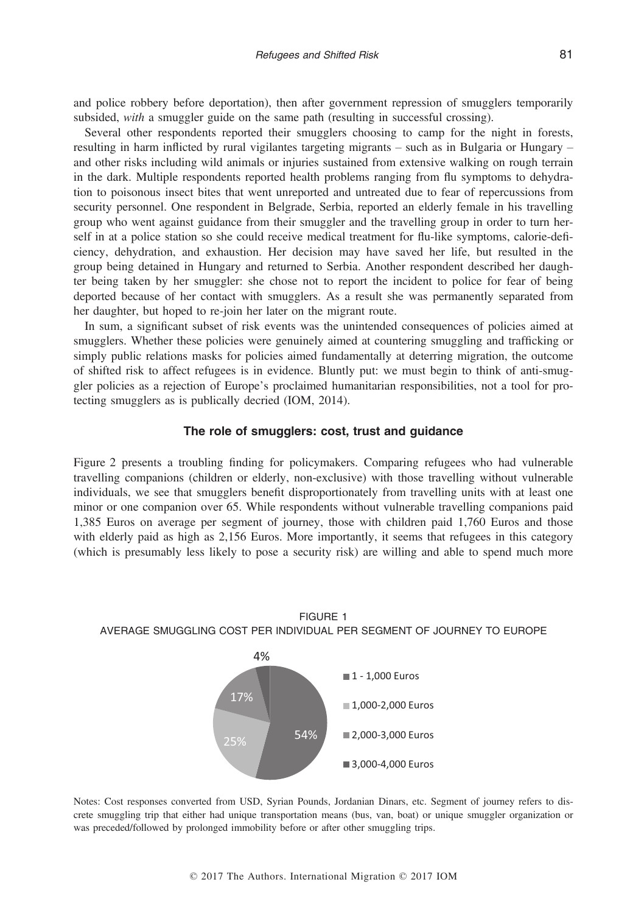and police robbery before deportation), then after government repression of smugglers temporarily subsided, *with* a smuggler guide on the same path (resulting in successful crossing).

Several other respondents reported their smugglers choosing to camp for the night in forests, resulting in harm inflicted by rural vigilantes targeting migrants – such as in Bulgaria or Hungary – and other risks including wild animals or injuries sustained from extensive walking on rough terrain in the dark. Multiple respondents reported health problems ranging from flu symptoms to dehydration to poisonous insect bites that went unreported and untreated due to fear of repercussions from security personnel. One respondent in Belgrade, Serbia, reported an elderly female in his travelling group who went against guidance from their smuggler and the travelling group in order to turn herself in at a police station so she could receive medical treatment for flu-like symptoms, calorie-deficiency, dehydration, and exhaustion. Her decision may have saved her life, but resulted in the group being detained in Hungary and returned to Serbia. Another respondent described her daughter being taken by her smuggler: she chose not to report the incident to police for fear of being deported because of her contact with smugglers. As a result she was permanently separated from her daughter, but hoped to re-join her later on the migrant route.

In sum, a significant subset of risk events was the unintended consequences of policies aimed at smugglers. Whether these policies were genuinely aimed at countering smuggling and trafficking or simply public relations masks for policies aimed fundamentally at deterring migration, the outcome of shifted risk to affect refugees is in evidence. Bluntly put: we must begin to think of anti-smuggler policies as a rejection of Europe's proclaimed humanitarian responsibilities, not a tool for protecting smugglers as is publically decried (IOM, 2014).

## The role of smugglers: cost, trust and guidance

Figure 2 presents a troubling finding for policymakers. Comparing refugees who had vulnerable travelling companions (children or elderly, non-exclusive) with those travelling without vulnerable individuals, we see that smugglers benefit disproportionately from travelling units with at least one minor or one companion over 65. While respondents without vulnerable travelling companions paid 1,385 Euros on average per segment of journey, those with children paid 1,760 Euros and those with elderly paid as high as 2,156 Euros. More importantly, it seems that refugees in this category (which is presumably less likely to pose a security risk) are willing and able to spend much more

FIGURE 1
AVERAGE SMUGGLING COST PER INDIVIDUAL PER SEGMENT OF JOURNEY TO EUROPE

| Cost per segment | Share |
| --- | --- |
| 1 - 1,000 Euros | 54% |
| 1,000-2,000 Euros | 25% |
| 2,000-3,000 Euros | 17% |
| 3,000-4,000 Euros | 4% |

Notes: Cost responses converted from USD, Syrian Pounds, Jordanian Dinars, etc. Segment of journey refers to discrete smuggling trip that either had unique transportation means (bus, van, boat) or unique smuggler organization or was preceded/followed by prolonged immobility before or after other smuggling trips.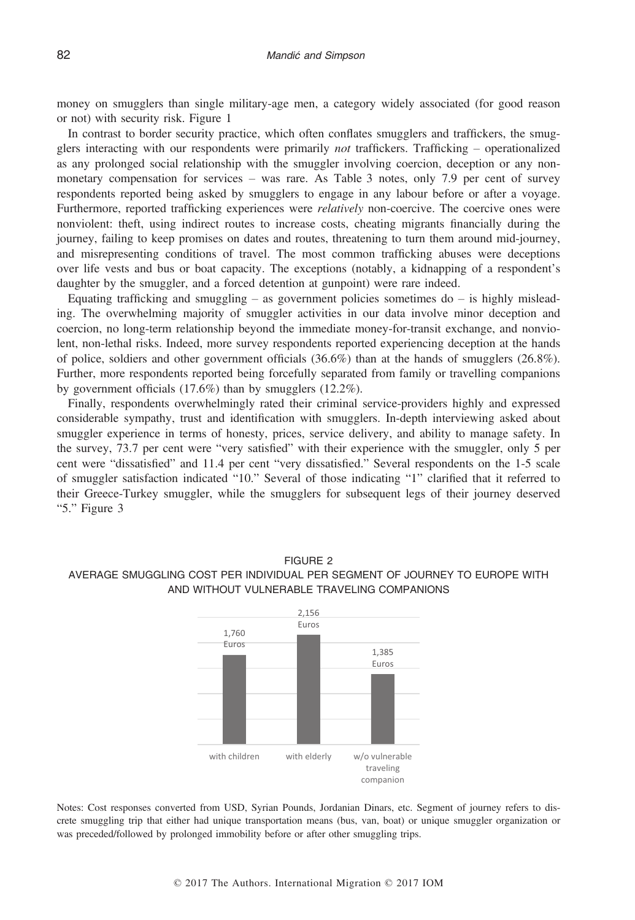money on smugglers than single military-age men, a category widely associated (for good reason or not) with security risk. Figure 1

In contrast to border security practice, which often conflates smugglers and traffickers, the smugglers interacting with our respondents were primarily *not* traffickers. Trafficking – operationalized as any prolonged social relationship with the smuggler involving coercion, deception or any non-monetary compensation for services – was rare. As Table 3 notes, only 7.9 per cent of survey respondents reported being asked by smugglers to engage in any labour before or after a voyage. Furthermore, reported trafficking experiences were *relatively* non-coercive. The coercive ones were nonviolent: theft, using indirect routes to increase costs, cheating migrants financially during the journey, failing to keep promises on dates and routes, threatening to turn them around mid-journey, and misrepresenting conditions of travel. The most common trafficking abuses were deceptions over life vests and bus or boat capacity. The exceptions (notably, a kidnapping of a respondent's daughter by the smuggler, and a forced detention at gunpoint) were rare indeed.

Equating trafficking and smuggling – as government policies sometimes do – is highly misleading. The overwhelming majority of smuggler activities in our data involve minor deception and coercion, no long-term relationship beyond the immediate money-for-transit exchange, and nonviolent, non-lethal risks. Indeed, more survey respondents reported experiencing deception at the hands of police, soldiers and other government officials (36.6%) than at the hands of smugglers (26.8%). Further, more respondents reported being forcefully separated from family or travelling companions by government officials (17.6%) than by smugglers (12.2%).

Finally, respondents overwhelmingly rated their criminal service-providers highly and expressed considerable sympathy, trust and identification with smugglers. In-depth interviewing asked about smuggler experience in terms of honesty, prices, service delivery, and ability to manage safety. In the survey, 73.7 per cent were "very satisfied" with their experience with the smuggler, only 5 per cent were "dissatisfied" and 11.4 per cent "very dissatisfied." Several respondents on the 1-5 scale of smuggler satisfaction indicated "10." Several of those indicating "1" clarified that it referred to their Greece-Turkey smuggler, while the smugglers for subsequent legs of their journey deserved "5." Figure 3

FIGURE 2
AVERAGE SMUGGLING COST PER INDIVIDUAL PER SEGMENT OF JOURNEY TO EUROPE WITH AND WITHOUT VULNERABLE TRAVELING COMPANIONS

| Category | Average cost |
|---|---|
| with children | 1,760 Euros |
| with elderly | 2,156 Euros |
| w/o vulnerable traveling companion | 1,385 Euros |

Notes: Cost responses converted from USD, Syrian Pounds, Jordanian Dinars, etc. Segment of journey refers to discrete smuggling trip that either had unique transportation means (bus, van, boat) or unique smuggler organization or was preceded/followed by prolonged immobility before or after other smuggling trips.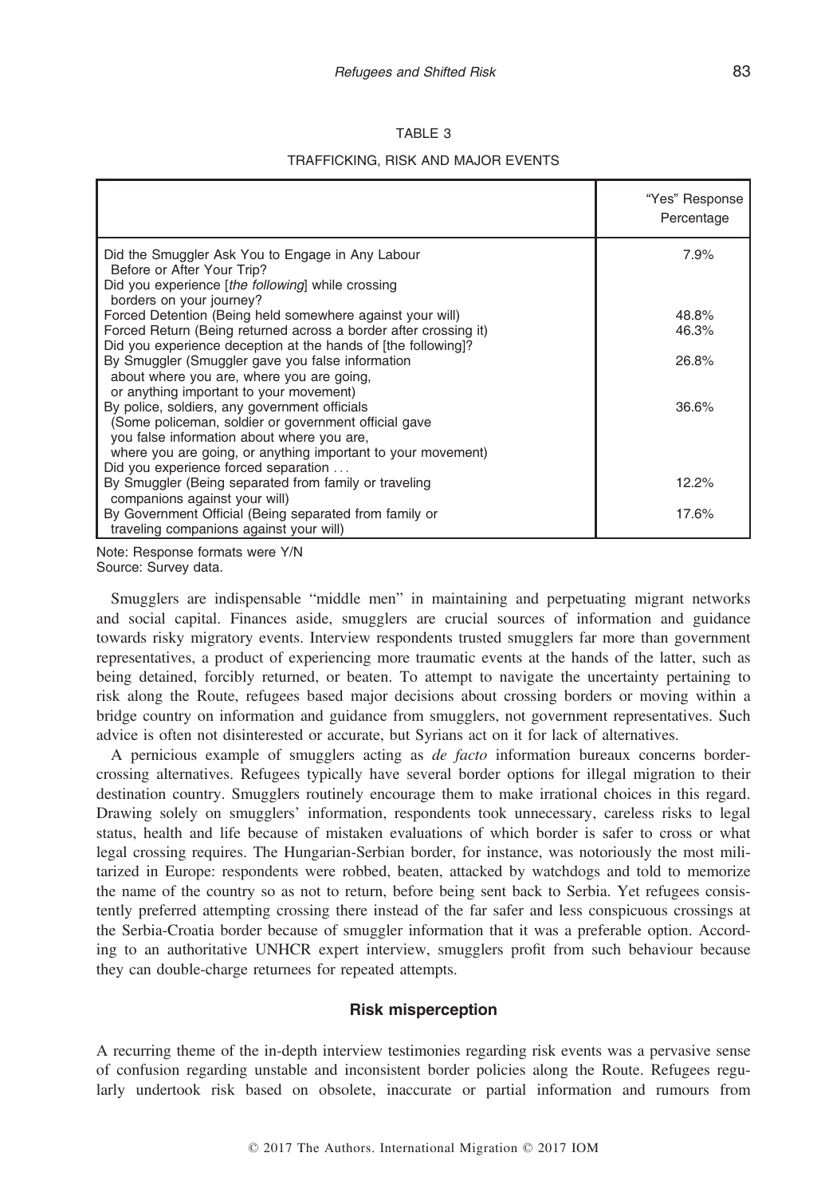TABLE 3

TRAFFICKING, RISK AND MAJOR EVENTS

| | "Yes" Response Percentage |
|---|---|
| Did the Smuggler Ask You to Engage in Any Labour Before or After Your Trip? | 7.9% |
| Did you experience [*the following*] while crossing borders on your journey? | |
| Forced Detention (Being held somewhere against your will) | 48.8% |
| Forced Return (Being returned across a border after crossing it) | 46.3% |
| Did you experience deception at the hands of [the following]? | |
| By Smuggler (Smuggler gave you false information about where you are, where you are going, or anything important to your movement) | 26.8% |
| By police, soldiers, any government officials (Some policeman, soldier or government official gave you false information about where you are, where you are going, or anything important to your movement) | 36.6% |
| Did you experience forced separation ... | |
| By Smuggler (Being separated from family or traveling companions against your will) | 12.2% |
| By Government Official (Being separated from family or traveling companions against your will) | 17.6% |

Note: Response formats were Y/N
Source: Survey data.

Smugglers are indispensable "middle men" in maintaining and perpetuating migrant networks and social capital. Finances aside, smugglers are crucial sources of information and guidance towards risky migratory events. Interview respondents trusted smugglers far more than government representatives, a product of experiencing more traumatic events at the hands of the latter, such as being detained, forcibly returned, or beaten. To attempt to navigate the uncertainty pertaining to risk along the Route, refugees based major decisions about crossing borders or moving within a bridge country on information and guidance from smugglers, not government representatives. Such advice is often not disinterested or accurate, but Syrians act on it for lack of alternatives.

A pernicious example of smugglers acting as *de facto* information bureaux concerns border-crossing alternatives. Refugees typically have several border options for illegal migration to their destination country. Smugglers routinely encourage them to make irrational choices in this regard. Drawing solely on smugglers' information, respondents took unnecessary, careless risks to legal status, health and life because of mistaken evaluations of which border is safer to cross or what legal crossing requires. The Hungarian-Serbian border, for instance, was notoriously the most militarized in Europe: respondents were robbed, beaten, attacked by watchdogs and told to memorize the name of the country so as not to return, before being sent back to Serbia. Yet refugees consistently preferred attempting crossing there instead of the far safer and less conspicuous crossings at the Serbia-Croatia border because of smuggler information that it was a preferable option. According to an authoritative UNHCR expert interview, smugglers profit from such behaviour because they can double-charge returnees for repeated attempts.

## Risk misperception

A recurring theme of the in-depth interview testimonies regarding risk events was a pervasive sense of confusion regarding unstable and inconsistent border policies along the Route. Refugees regularly undertook risk based on obsolete, inaccurate or partial information and rumours from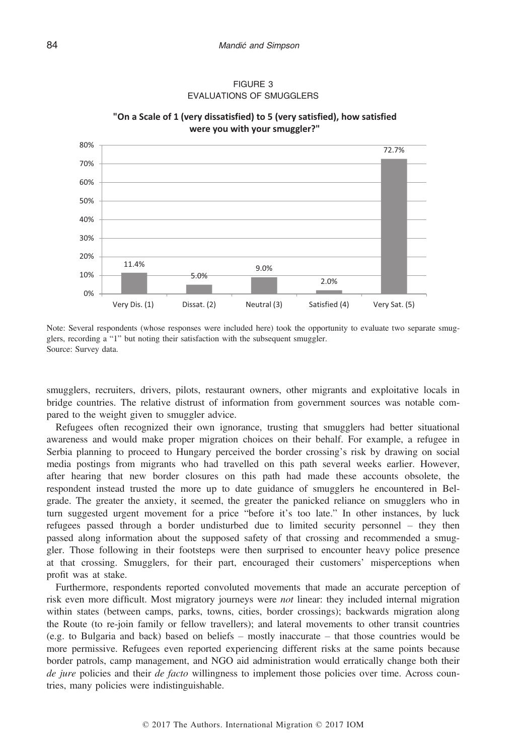FIGURE 3
EVALUATIONS OF SMUGGLERS

**"On a Scale of 1 (very dissatisfied) to 5 (very satisfied), how satisfied were you with your smuggler?"**

| Response | Percentage |
| --- | --- |
| Very Dis. (1) | 11.4% |
| Dissat. (2) | 5.0% |
| Neutral (3) | 9.0% |
| Satisfied (4) | 2.0% |
| Very Sat. (5) | 72.7% |

Note: Several respondents (whose responses were included here) took the opportunity to evaluate two separate smugglers, recording a "1" but noting their satisfaction with the subsequent smuggler.
Source: Survey data.

smugglers, recruiters, drivers, pilots, restaurant owners, other migrants and exploitative locals in bridge countries. The relative distrust of information from government sources was notable compared to the weight given to smuggler advice.

Refugees often recognized their own ignorance, trusting that smugglers had better situational awareness and would make proper migration choices on their behalf. For example, a refugee in Serbia planning to proceed to Hungary perceived the border crossing's risk by drawing on social media postings from migrants who had travelled on this path several weeks earlier. However, after hearing that new border closures on this path had made these accounts obsolete, the respondent instead trusted the more up to date guidance of smugglers he encountered in Belgrade. The greater the anxiety, it seemed, the greater the panicked reliance on smugglers who in turn suggested urgent movement for a price "before it's too late." In other instances, by luck refugees passed through a border undisturbed due to limited security personnel – they then passed along information about the supposed safety of that crossing and recommended a smuggler. Those following in their footsteps were then surprised to encounter heavy police presence at that crossing. Smugglers, for their part, encouraged their customers' misperceptions when profit was at stake.

Furthermore, respondents reported convoluted movements that made an accurate perception of risk even more difficult. Most migratory journeys were *not* linear: they included internal migration within states (between camps, parks, towns, cities, border crossings); backwards migration along the Route (to re-join family or fellow travellers); and lateral movements to other transit countries (e.g. to Bulgaria and back) based on beliefs – mostly inaccurate – that those countries would be more permissive. Refugees even reported experiencing different risks at the same points because border patrols, camp management, and NGO aid administration would erratically change both their *de jure* policies and their *de facto* willingness to implement those policies over time. Across countries, many policies were indistinguishable.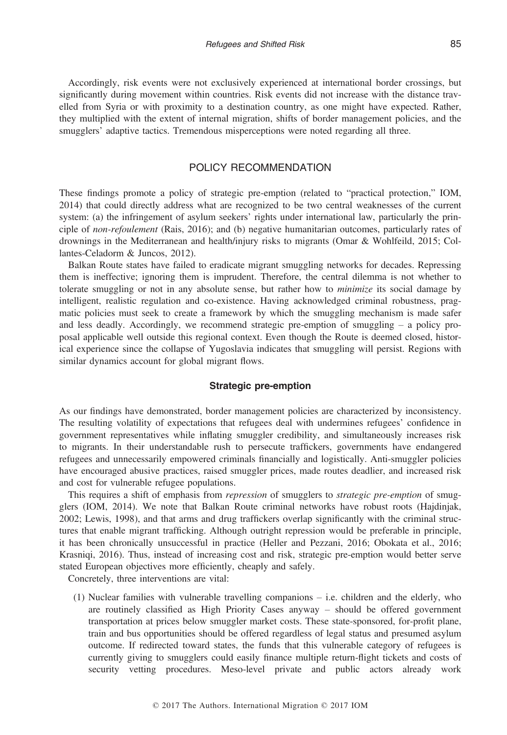Accordingly, risk events were not exclusively experienced at international border crossings, but significantly during movement within countries. Risk events did not increase with the distance travelled from Syria or with proximity to a destination country, as one might have expected. Rather, they multiplied with the extent of internal migration, shifts of border management policies, and the smugglers' adaptive tactics. Tremendous misperceptions were noted regarding all three.

## POLICY RECOMMENDATION

These findings promote a policy of strategic pre-emption (related to "practical protection," IOM, 2014) that could directly address what are recognized to be two central weaknesses of the current system: (a) the infringement of asylum seekers' rights under international law, particularly the principle of *non-refoulement* (Rais, 2016); and (b) negative humanitarian outcomes, particularly rates of drownings in the Mediterranean and health/injury risks to migrants (Omar & Wohlfeild, 2015; Collantes-Celadorm & Juncos, 2012).

Balkan Route states have failed to eradicate migrant smuggling networks for decades. Repressing them is ineffective; ignoring them is imprudent. Therefore, the central dilemma is not whether to tolerate smuggling or not in any absolute sense, but rather how to *minimize* its social damage by intelligent, realistic regulation and co-existence. Having acknowledged criminal robustness, pragmatic policies must seek to create a framework by which the smuggling mechanism is made safer and less deadly. Accordingly, we recommend strategic pre-emption of smuggling – a policy proposal applicable well outside this regional context. Even though the Route is deemed closed, historical experience since the collapse of Yugoslavia indicates that smuggling will persist. Regions with similar dynamics account for global migrant flows.

### Strategic pre-emption

As our findings have demonstrated, border management policies are characterized by inconsistency. The resulting volatility of expectations that refugees deal with undermines refugees' confidence in government representatives while inflating smuggler credibility, and simultaneously increases risk to migrants. In their understandable rush to persecute traffickers, governments have endangered refugees and unnecessarily empowered criminals financially and logistically. Anti-smuggler policies have encouraged abusive practices, raised smuggler prices, made routes deadlier, and increased risk and cost for vulnerable refugee populations.

This requires a shift of emphasis from *repression* of smugglers to *strategic pre-emption* of smugglers (IOM, 2014). We note that Balkan Route criminal networks have robust roots (Hajdinjak, 2002; Lewis, 1998), and that arms and drug traffickers overlap significantly with the criminal structures that enable migrant trafficking. Although outright repression would be preferable in principle, it has been chronically unsuccessful in practice (Heller and Pezzani, 2016; Obokata et al., 2016; Krasniqi, 2016). Thus, instead of increasing cost and risk, strategic pre-emption would better serve stated European objectives more efficiently, cheaply and safely.

Concretely, three interventions are vital:

(1) Nuclear families with vulnerable travelling companions – i.e. children and the elderly, who are routinely classified as High Priority Cases anyway – should be offered government transportation at prices below smuggler market costs. These state-sponsored, for-profit plane, train and bus opportunities should be offered regardless of legal status and presumed asylum outcome. If redirected toward states, the funds that this vulnerable category of refugees is currently giving to smugglers could easily finance multiple return-flight tickets and costs of security vetting procedures. Meso-level private and public actors already work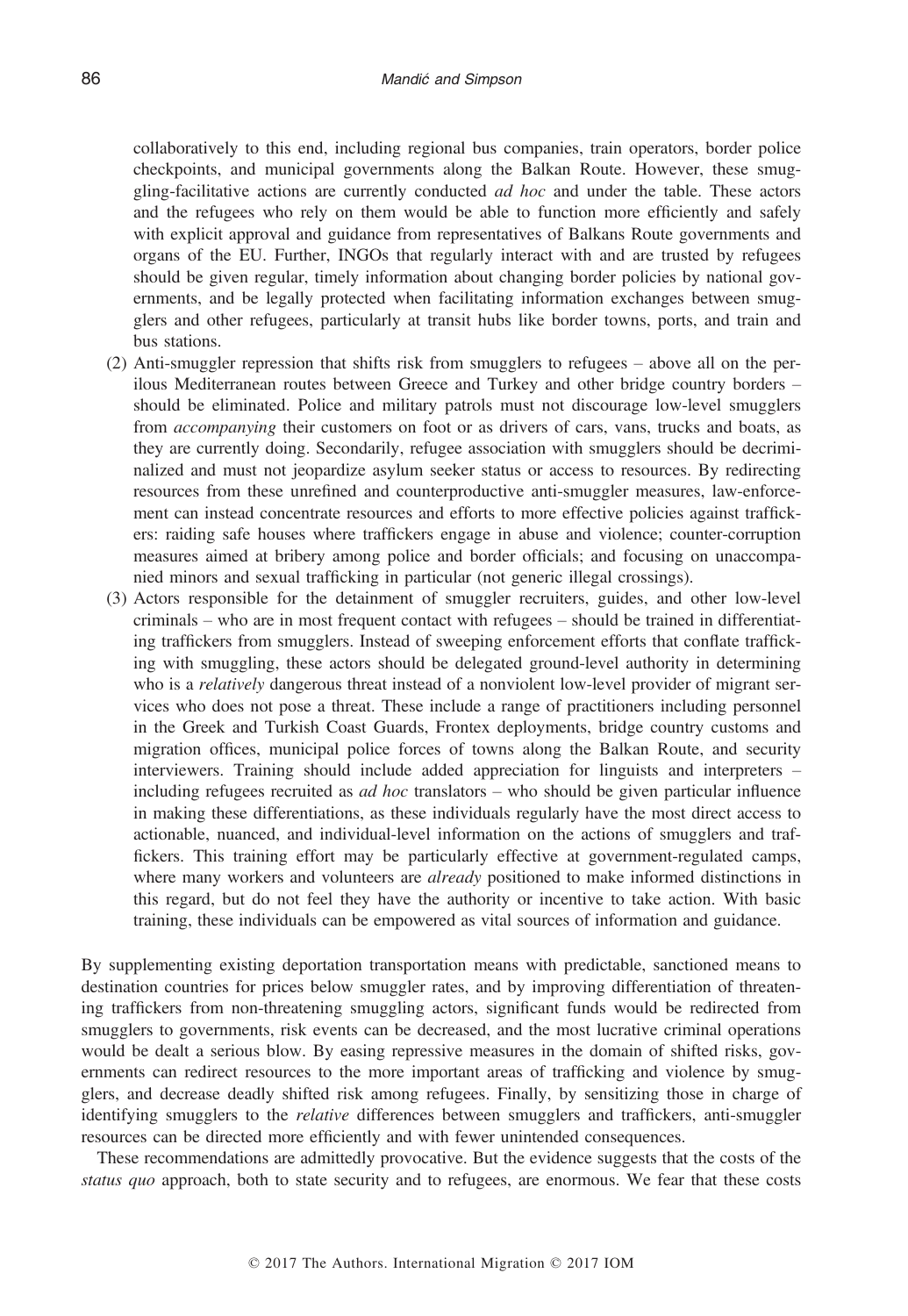collaboratively to this end, including regional bus companies, train operators, border police checkpoints, and municipal governments along the Balkan Route. However, these smuggling-facilitative actions are currently conducted *ad hoc* and under the table. These actors and the refugees who rely on them would be able to function more efficiently and safely with explicit approval and guidance from representatives of Balkans Route governments and organs of the EU. Further, INGOs that regularly interact with and are trusted by refugees should be given regular, timely information about changing border policies by national governments, and be legally protected when facilitating information exchanges between smugglers and other refugees, particularly at transit hubs like border towns, ports, and train and bus stations.

(2) Anti-smuggler repression that shifts risk from smugglers to refugees – above all on the perilous Mediterranean routes between Greece and Turkey and other bridge country borders – should be eliminated. Police and military patrols must not discourage low-level smugglers from *accompanying* their customers on foot or as drivers of cars, vans, trucks and boats, as they are currently doing. Secondarily, refugee association with smugglers should be decriminalized and must not jeopardize asylum seeker status or access to resources. By redirecting resources from these unrefined and counterproductive anti-smuggler measures, law-enforcement can instead concentrate resources and efforts to more effective policies against traffickers: raiding safe houses where traffickers engage in abuse and violence; counter-corruption measures aimed at bribery among police and border officials; and focusing on unaccompanied minors and sexual trafficking in particular (not generic illegal crossings).

(3) Actors responsible for the detainment of smuggler recruiters, guides, and other low-level criminals – who are in most frequent contact with refugees – should be trained in differentiating traffickers from smugglers. Instead of sweeping enforcement efforts that conflate trafficking with smuggling, these actors should be delegated ground-level authority in determining who is a *relatively* dangerous threat instead of a nonviolent low-level provider of migrant services who does not pose a threat. These include a range of practitioners including personnel in the Greek and Turkish Coast Guards, Frontex deployments, bridge country customs and migration offices, municipal police forces of towns along the Balkan Route, and security interviewers. Training should include added appreciation for linguists and interpreters – including refugees recruited as *ad hoc* translators – who should be given particular influence in making these differentiations, as these individuals regularly have the most direct access to actionable, nuanced, and individual-level information on the actions of smugglers and traffickers. This training effort may be particularly effective at government-regulated camps, where many workers and volunteers are *already* positioned to make informed distinctions in this regard, but do not feel they have the authority or incentive to take action. With basic training, these individuals can be empowered as vital sources of information and guidance.

By supplementing existing deportation transportation means with predictable, sanctioned means to destination countries for prices below smuggler rates, and by improving differentiation of threatening traffickers from non-threatening smuggling actors, significant funds would be redirected from smugglers to governments, risk events can be decreased, and the most lucrative criminal operations would be dealt a serious blow. By easing repressive measures in the domain of shifted risks, governments can redirect resources to the more important areas of trafficking and violence by smugglers, and decrease deadly shifted risk among refugees. Finally, by sensitizing those in charge of identifying smugglers to the *relative* differences between smugglers and traffickers, anti-smuggler resources can be directed more efficiently and with fewer unintended consequences.

These recommendations are admittedly provocative. But the evidence suggests that the costs of the *status quo* approach, both to state security and to refugees, are enormous. We fear that these costs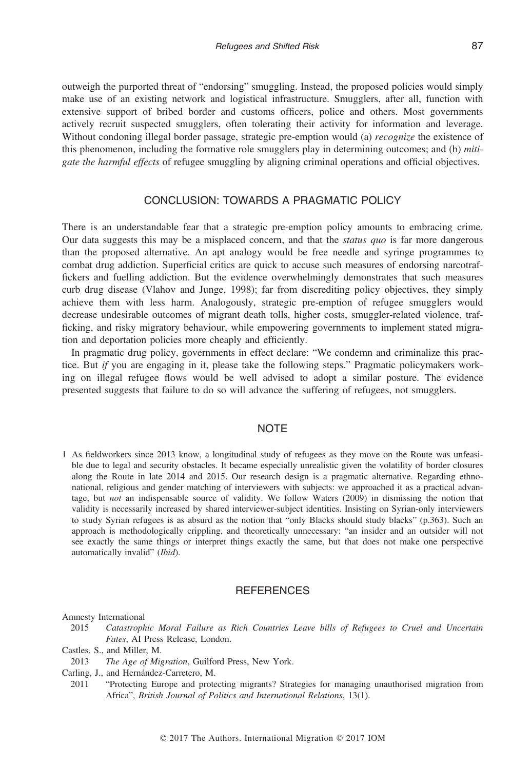outweigh the purported threat of "endorsing" smuggling. Instead, the proposed policies would simply make use of an existing network and logistical infrastructure. Smugglers, after all, function with extensive support of bribed border and customs officers, police and others. Most governments actively recruit suspected smugglers, often tolerating their activity for information and leverage. Without condoning illegal border passage, strategic pre-emption would (a) *recognize* the existence of this phenomenon, including the formative role smugglers play in determining outcomes; and (b) *mitigate the harmful effects* of refugee smuggling by aligning criminal operations and official objectives.

## CONCLUSION: TOWARDS A PRAGMATIC POLICY

There is an understandable fear that a strategic pre-emption policy amounts to embracing crime. Our data suggests this may be a misplaced concern, and that the *status quo* is far more dangerous than the proposed alternative. An apt analogy would be free needle and syringe programmes to combat drug addiction. Superficial critics are quick to accuse such measures of endorsing narcotraffickers and fuelling addiction. But the evidence overwhelmingly demonstrates that such measures curb drug disease (Vlahov and Junge, 1998); far from discrediting policy objectives, they simply achieve them with less harm. Analogously, strategic pre-emption of refugee smugglers would decrease undesirable outcomes of migrant death tolls, higher costs, smuggler-related violence, trafficking, and risky migratory behaviour, while empowering governments to implement stated migration and deportation policies more cheaply and efficiently.

In pragmatic drug policy, governments in effect declare: "We condemn and criminalize this practice. But *if* you are engaging in it, please take the following steps." Pragmatic policymakers working on illegal refugee flows would be well advised to adopt a similar posture. The evidence presented suggests that failure to do so will advance the suffering of refugees, not smugglers.

## NOTE

1 As fieldworkers since 2013 know, a longitudinal study of refugees as they move on the Route was unfeasible due to legal and security obstacles. It became especially unrealistic given the volatility of border closures along the Route in late 2014 and 2015. Our research design is a pragmatic alternative. Regarding ethnonational, religious and gender matching of interviewers with subjects: we approached it as a practical advantage, but *not* an indispensable source of validity. We follow Waters (2009) in dismissing the notion that validity is necessarily increased by shared interviewer-subject identities. Insisting on Syrian-only interviewers to study Syrian refugees is as absurd as the notion that "only Blacks should study blacks" (p.363). Such an approach is methodologically crippling, and theoretically unnecessary: "an insider and an outsider will not see exactly the same things or interpret things exactly the same, but that does not make one perspective automatically invalid" (*Ibid*).

## REFERENCES

Amnesty International
2015 *Catastrophic Moral Failure as Rich Countries Leave bills of Refugees to Cruel and Uncertain Fates*, AI Press Release, London.

Castles, S., and Miller, M.
2013 *The Age of Migration*, Guilford Press, New York.

Carling, J., and Hernández-Carretero, M.
2011 "Protecting Europe and protecting migrants? Strategies for managing unauthorised migration from Africa", *British Journal of Politics and International Relations*, 13(1).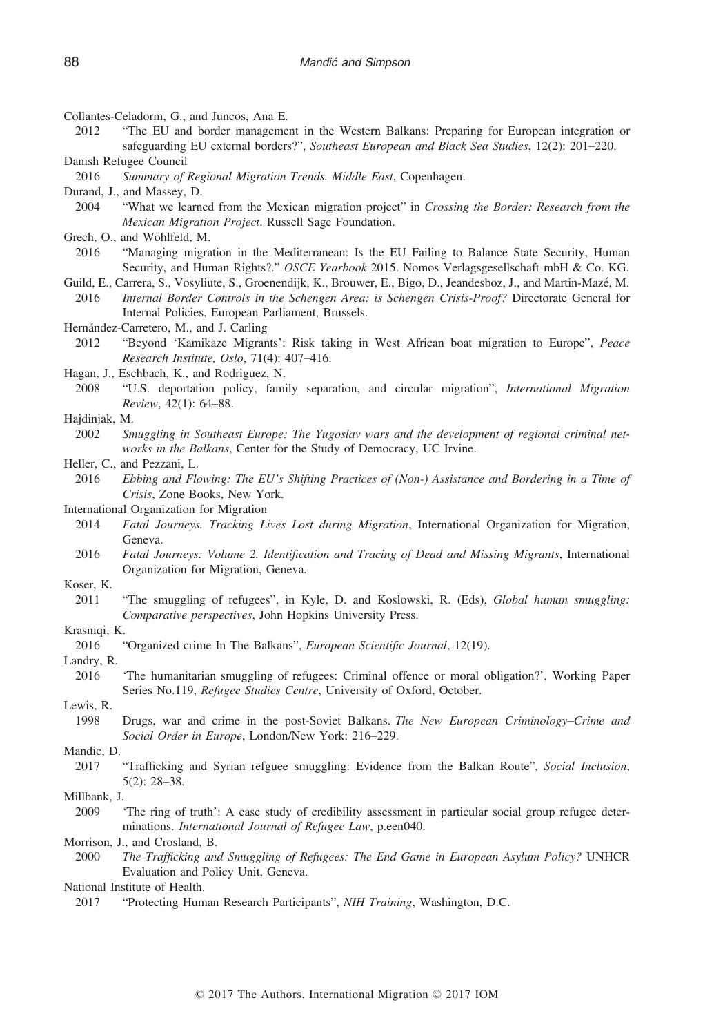Collantes-Celadorm, G., and Juncos, Ana E.

2012 "The EU and border management in the Western Balkans: Preparing for European integration or safeguarding EU external borders?", *Southeast European and Black Sea Studies*, 12(2): 201–220.

Danish Refugee Council

2016 *Summary of Regional Migration Trends. Middle East*, Copenhagen.

Durand, J., and Massey, D.

2004 "What we learned from the Mexican migration project" in *Crossing the Border: Research from the Mexican Migration Project*. Russell Sage Foundation.

Grech, O., and Wohlfeld, M.

2016 "Managing migration in the Mediterranean: Is the EU Failing to Balance State Security, Human Security, and Human Rights?." *OSCE Yearbook* 2015. Nomos Verlagsgesellschaft mbH & Co. KG.

Guild, E., Carrera, S., Vosyliute, S., Groenendijk, K., Brouwer, E., Bigo, D., Jeandesboz, J., and Martin-Mazé, M.

2016 *Internal Border Controls in the Schengen Area: is Schengen Crisis-Proof?* Directorate General for Internal Policies, European Parliament, Brussels.

Hernández-Carretero, M., and J. Carling

2012 "Beyond 'Kamikaze Migrants': Risk taking in West African boat migration to Europe", *Peace Research Institute, Oslo*, 71(4): 407–416.

Hagan, J., Eschbach, K., and Rodriguez, N.

2008 "U.S. deportation policy, family separation, and circular migration", *International Migration Review*, 42(1): 64–88.

Hajdinjak, M.

2002 *Smuggling in Southeast Europe: The Yugoslav wars and the development of regional criminal networks in the Balkans*, Center for the Study of Democracy, UC Irvine.

Heller, C., and Pezzani, L.

2016 *Ebbing and Flowing: The EU's Shifting Practices of (Non-) Assistance and Bordering in a Time of Crisis*, Zone Books, New York.

International Organization for Migration

2014 *Fatal Journeys. Tracking Lives Lost during Migration*, International Organization for Migration, Geneva.

2016 *Fatal Journeys: Volume 2. Identification and Tracing of Dead and Missing Migrants*, International Organization for Migration, Geneva.

Koser, K.

2011 "The smuggling of refugees", in Kyle, D. and Koslowski, R. (Eds), *Global human smuggling: Comparative perspectives*, John Hopkins University Press.

Krasniqi, K.

2016 "Organized crime In The Balkans", *European Scientific Journal*, 12(19).

Landry, R.

2016 'The humanitarian smuggling of refugees: Criminal offence or moral obligation?', Working Paper Series No.119, *Refugee Studies Centre*, University of Oxford, October.

Lewis, R.

1998 Drugs, war and crime in the post-Soviet Balkans. *The New European Criminology–Crime and Social Order in Europe*, London/New York: 216–229.

Mandic, D.

2017 "Trafficking and Syrian refguee smuggling: Evidence from the Balkan Route", *Social Inclusion*, 5(2): 28–38.

Millbank, J.

2009 'The ring of truth': A case study of credibility assessment in particular social group refugee determinations. *International Journal of Refugee Law*, p.een040.

Morrison, J., and Crosland, B.

2000 *The Trafficking and Smuggling of Refugees: The End Game in European Asylum Policy?* UNHCR Evaluation and Policy Unit, Geneva.

National Institute of Health.

2017 "Protecting Human Research Participants", *NIH Training*, Washington, D.C.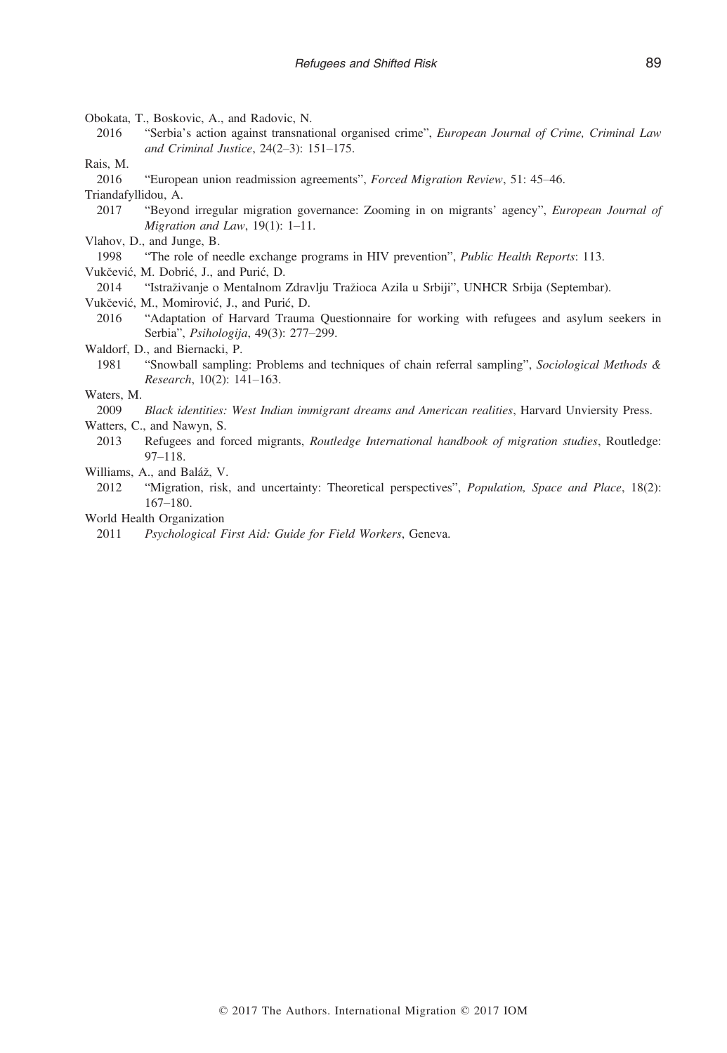Obokata, T., Boskovic, A., and Radovic, N.

2016 "Serbia's action against transnational organised crime", *European Journal of Crime, Criminal Law and Criminal Justice*, 24(2–3): 151–175.

Rais, M.

2016 "European union readmission agreements", *Forced Migration Review*, 51: 45–46.

Triandafyllidou, A.

2017 "Beyond irregular migration governance: Zooming in on migrants' agency", *European Journal of Migration and Law*, 19(1): 1–11.

Vlahov, D., and Junge, B.

1998 "The role of needle exchange programs in HIV prevention", *Public Health Reports*: 113.

Vukčević, M. Dobrić, J., and Purić, D.

2014 "Istraživanje o Mentalnom Zdravlju Tražioca Azila u Srbiji", UNHCR Srbija (Septembar).

Vukčević, M., Momirović, J., and Purić, D.

2016 "Adaptation of Harvard Trauma Questionnaire for working with refugees and asylum seekers in Serbia", *Psihologija*, 49(3): 277–299.

Waldorf, D., and Biernacki, P.

1981 "Snowball sampling: Problems and techniques of chain referral sampling", *Sociological Methods & Research*, 10(2): 141–163.

Waters, M.

2009 *Black identities: West Indian immigrant dreams and American realities*, Harvard Unviersity Press.

Watters, C., and Nawyn, S.

2013 Refugees and forced migrants, *Routledge International handbook of migration studies*, Routledge: 97–118.

Williams, A., and Baláž, V.

2012 "Migration, risk, and uncertainty: Theoretical perspectives", *Population, Space and Place*, 18(2): 167–180.

World Health Organization

2011 *Psychological First Aid: Guide for Field Workers*, Geneva.